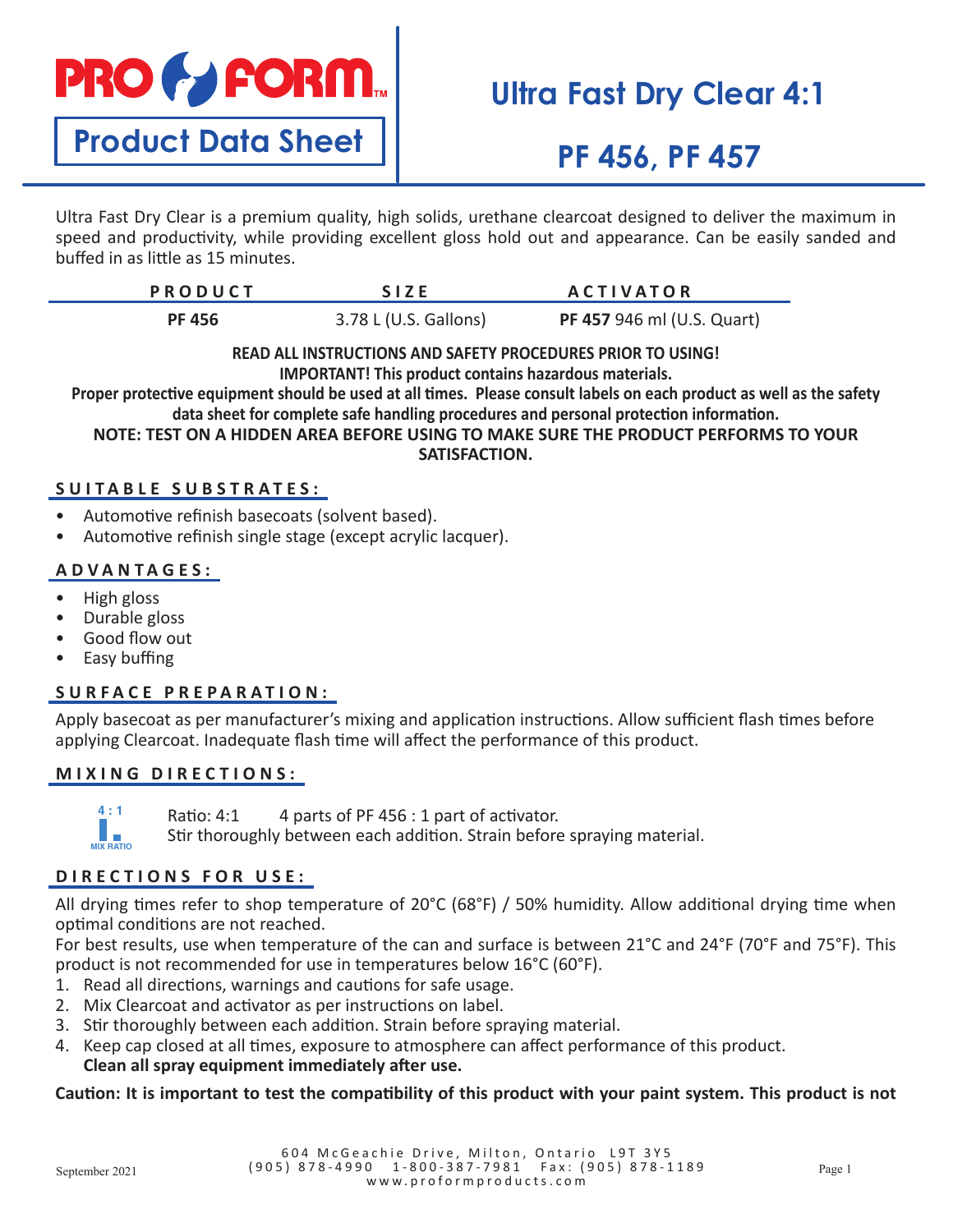# PRO FORM

## Product Data Sheet

# Ultra Fast Dry Clear 4:1

# PF 456, PF 457

Ultra Fast Dry Clear is a premium quality, high solids, urethane clearcoat designed to deliver the maximum in speed and productivity, while providing excellent gloss hold out and appearance. Can be easily sanded and buffed in as little as 15 minutes.

| PRODUCT | SIZE | ACTIVATOR |
|---|---|---|
| **PF 456** | 3.78 L (U.S. Gallons) | **PF 457** 946 ml (U.S. Quart) |

**READ ALL INSTRUCTIONS AND SAFETY PROCEDURES PRIOR TO USING!**
**IMPORTANT! This product contains hazardous materials.**
**Proper protective equipment should be used at all times. Please consult labels on each product as well as the safety data sheet for complete safe handling procedures and personal protection information.**
**NOTE: TEST ON A HIDDEN AREA BEFORE USING TO MAKE SURE THE PRODUCT PERFORMS TO YOUR SATISFACTION.**

## SUITABLE SUBSTRATES:

- Automotive refinish basecoats (solvent based).
- Automotive refinish single stage (except acrylic lacquer).

## ADVANTAGES:

- High gloss
- Durable gloss
- Good flow out
- Easy buffing

## SURFACE PREPARATION:

Apply basecoat as per manufacturer's mixing and application instructions. Allow sufficient flash times before applying Clearcoat. Inadequate flash time will affect the performance of this product.

## MIXING DIRECTIONS:

4 : 1 MIX RATIO

Ratio: 4:1 4 parts of PF 456 : 1 part of activator.
Stir thoroughly between each addition. Strain before spraying material.

## DIRECTIONS FOR USE:

All drying times refer to shop temperature of 20°C (68°F) / 50% humidity. Allow additional drying time when optimal conditions are not reached.
For best results, use when temperature of the can and surface is between 21°C and 24°F (70°F and 75°F). This product is not recommended for use in temperatures below 16°C (60°F).

1. Read all directions, warnings and cautions for safe usage.
2. Mix Clearcoat and activator as per instructions on label.
3. Stir thoroughly between each addition. Strain before spraying material.
4. Keep cap closed at all times, exposure to atmosphere can affect performance of this product.
   **Clean all spray equipment immediately after use.**

**Caution: It is important to test the compatibility of this product with your paint system. This product is not**

604 McGeachie Drive, Milton, Ontario L9T 3Y5
(905) 878-4990 1-800-387-7981 Fax: (905) 878-1189
www.proformproducts.com

September 2021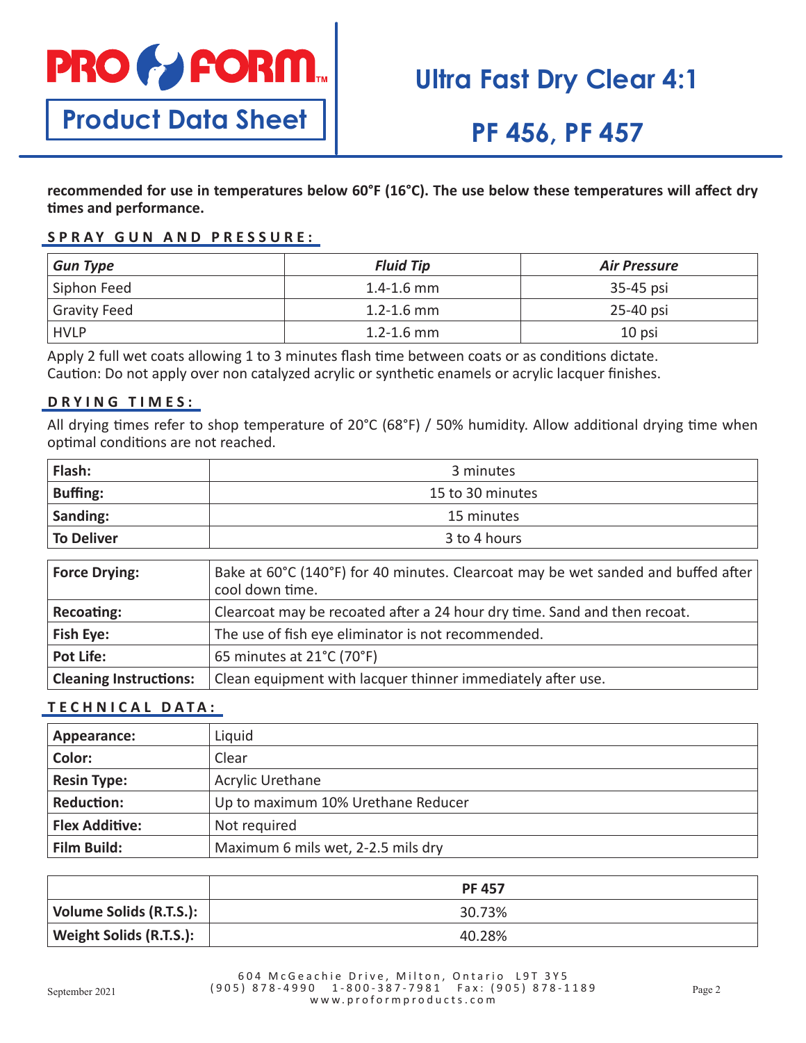**recommended for use in temperatures below 60°F (16°C). The use below these temperatures will affect dry times and performance.**

## SPRAY GUN AND PRESSURE:

| *Gun Type* | *Fluid Tip* | *Air Pressure* |
|---|---|---|
| Siphon Feed | 1.4-1.6 mm | 35-45 psi |
| Gravity Feed | 1.2-1.6 mm | 25-40 psi |
| HVLP | 1.2-1.6 mm | 10 psi |

Apply 2 full wet coats allowing 1 to 3 minutes flash time between coats or as conditions dictate.
Caution: Do not apply over non catalyzed acrylic or synthetic enamels or acrylic lacquer finishes.

## DRYING TIMES:

All drying times refer to shop temperature of 20°C (68°F) / 50% humidity. Allow additional drying time when optimal conditions are not reached.

| | |
|---|---|
| **Flash:** | 3 minutes |
| **Buffing:** | 15 to 30 minutes |
| **Sanding:** | 15 minutes |
| **To Deliver** | 3 to 4 hours |

| | |
|---|---|
| **Force Drying:** | Bake at 60°C (140°F) for 40 minutes. Clearcoat may be wet sanded and buffed after cool down time. |
| **Recoating:** | Clearcoat may be recoated after a 24 hour dry time. Sand and then recoat. |
| **Fish Eye:** | The use of fish eye eliminator is not recommended. |
| **Pot Life:** | 65 minutes at 21°C (70°F) |
| **Cleaning Instructions:** | Clean equipment with lacquer thinner immediately after use. |

## TECHNICAL DATA:

| | |
|---|---|
| **Appearance:** | Liquid |
| **Color:** | Clear |
| **Resin Type:** | Acrylic Urethane |
| **Reduction:** | Up to maximum 10% Urethane Reducer |
| **Flex Additive:** | Not required |
| **Film Build:** | Maximum 6 mils wet, 2-2.5 mils dry |

| | **PF 457** |
|---|---|
| **Volume Solids (R.T.S.):** | 30.73% |
| **Weight Solids (R.T.S.):** | 40.28% |

604 McGeachie Drive, Milton, Ontario L9T 3Y5
(905) 878-4990 1-800-387-7981 Fax: (905) 878-1189
www.proformproducts.com

September 2021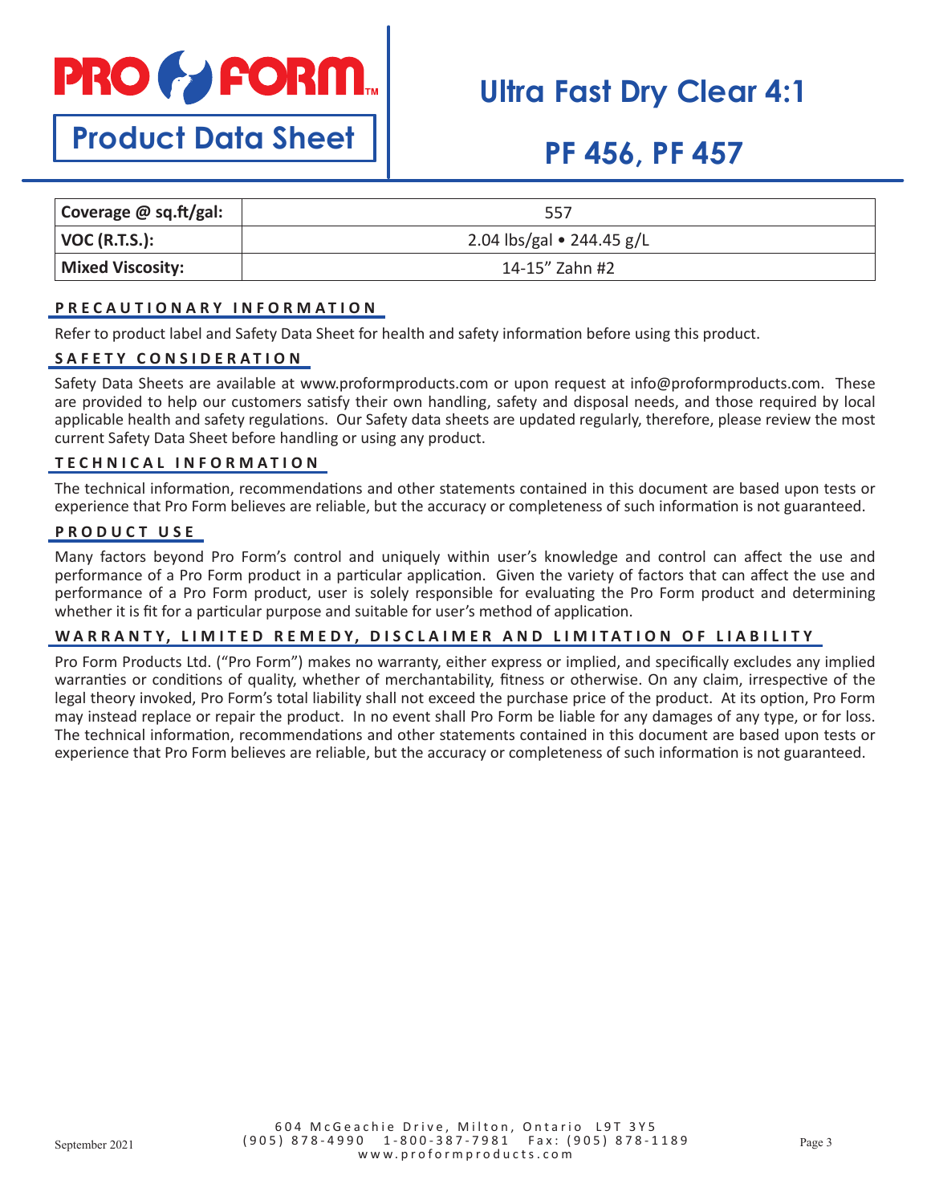# PRO FORM

## Product Data Sheet

# Ultra Fast Dry Clear 4:1

# PF 456, PF 457

| | |
|---|---|
| **Coverage @ sq.ft/gal:** | 557 |
| **VOC (R.T.S.):** | 2.04 lbs/gal • 244.45 g/L |
| **Mixed Viscosity:** | 14-15" Zahn #2 |

### PRECAUTIONARY INFORMATION

Refer to product label and Safety Data Sheet for health and safety information before using this product.

### SAFETY CONSIDERATION

Safety Data Sheets are available at www.proformproducts.com or upon request at info@proformproducts.com. These are provided to help our customers satisfy their own handling, safety and disposal needs, and those required by local applicable health and safety regulations. Our Safety data sheets are updated regularly, therefore, please review the most current Safety Data Sheet before handling or using any product.

### TECHNICAL INFORMATION

The technical information, recommendations and other statements contained in this document are based upon tests or experience that Pro Form believes are reliable, but the accuracy or completeness of such information is not guaranteed.

### PRODUCT USE

Many factors beyond Pro Form's control and uniquely within user's knowledge and control can affect the use and performance of a Pro Form product in a particular application. Given the variety of factors that can affect the use and performance of a Pro Form product, user is solely responsible for evaluating the Pro Form product and determining whether it is fit for a particular purpose and suitable for user's method of application.

### WARRANTY, LIMITED REMEDY, DISCLAIMER AND LIMITATION OF LIABILITY

Pro Form Products Ltd. ("Pro Form") makes no warranty, either express or implied, and specifically excludes any implied warranties or conditions of quality, whether of merchantability, fitness or otherwise. On any claim, irrespective of the legal theory invoked, Pro Form's total liability shall not exceed the purchase price of the product. At its option, Pro Form may instead replace or repair the product. In no event shall Pro Form be liable for any damages of any type, or for loss. The technical information, recommendations and other statements contained in this document are based upon tests or experience that Pro Form believes are reliable, but the accuracy or completeness of such information is not guaranteed.

September 2021

604 McGeachie Drive, Milton, Ontario L9T 3Y5
(905) 878-4990 1-800-387-7981 Fax: (905) 878-1189
www.proformproducts.com